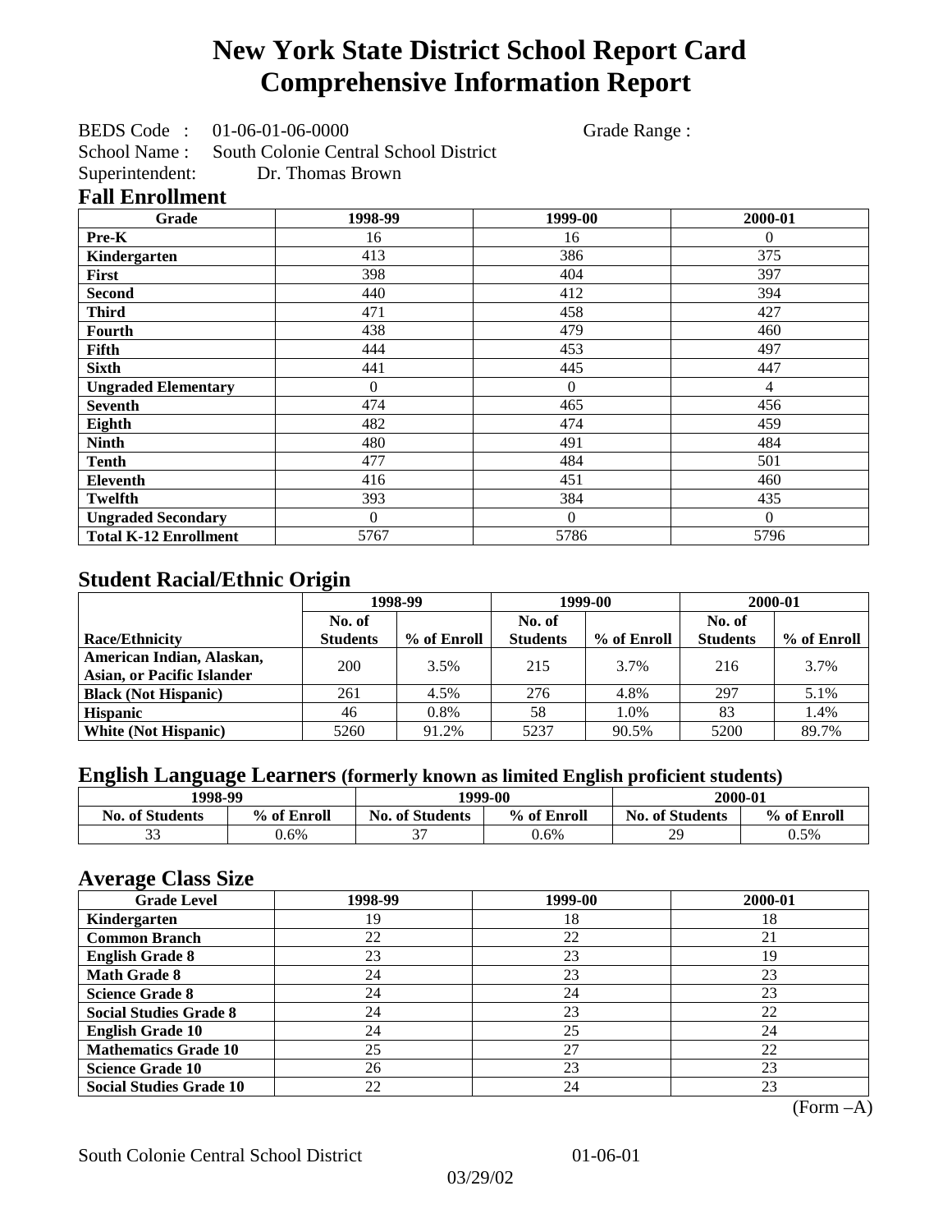# New York State District School Report Card
# Comprehensive Information Report

BEDS Code : 01-06-01-06-0000 Grade Range :

School Name : South Colonie Central School District

Superintendent: Dr. Thomas Brown

## Fall Enrollment

| Grade | 1998-99 | 1999-00 | 2000-01 |
|---|---|---|---|
| Pre-K | 16 | 16 | 0 |
| Kindergarten | 413 | 386 | 375 |
| First | 398 | 404 | 397 |
| Second | 440 | 412 | 394 |
| Third | 471 | 458 | 427 |
| Fourth | 438 | 479 | 460 |
| Fifth | 444 | 453 | 497 |
| Sixth | 441 | 445 | 447 |
| Ungraded Elementary | 0 | 0 | 4 |
| Seventh | 474 | 465 | 456 |
| Eighth | 482 | 474 | 459 |
| Ninth | 480 | 491 | 484 |
| Tenth | 477 | 484 | 501 |
| Eleventh | 416 | 451 | 460 |
| Twelfth | 393 | 384 | 435 |
| Ungraded Secondary | 0 | 0 | 0 |
| Total K-12 Enrollment | 5767 | 5786 | 5796 |

## Student Racial/Ethnic Origin

| | 1998-99 | | 1999-00 | | 2000-01 | |
|---|---|---|---|---|---|---|
| Race/Ethnicity | No. of Students | % of Enroll | No. of Students | % of Enroll | No. of Students | % of Enroll |
| American Indian, Alaskan, Asian, or Pacific Islander | 200 | 3.5% | 215 | 3.7% | 216 | 3.7% |
| Black (Not Hispanic) | 261 | 4.5% | 276 | 4.8% | 297 | 5.1% |
| Hispanic | 46 | 0.8% | 58 | 1.0% | 83 | 1.4% |
| White (Not Hispanic) | 5260 | 91.2% | 5237 | 90.5% | 5200 | 89.7% |

## English Language Learners (formerly known as limited English proficient students)

| 1998-99 | | 1999-00 | | 2000-01 | |
|---|---|---|---|---|---|
| No. of Students | % of Enroll | No. of Students | % of Enroll | No. of Students | % of Enroll |
| 33 | 0.6% | 37 | 0.6% | 29 | 0.5% |

## Average Class Size

| Grade Level | 1998-99 | 1999-00 | 2000-01 |
|---|---|---|---|
| Kindergarten | 19 | 18 | 18 |
| Common Branch | 22 | 22 | 21 |
| English Grade 8 | 23 | 23 | 19 |
| Math Grade 8 | 24 | 23 | 23 |
| Science Grade 8 | 24 | 24 | 23 |
| Social Studies Grade 8 | 24 | 23 | 22 |
| English Grade 10 | 24 | 25 | 24 |
| Mathematics Grade 10 | 25 | 27 | 22 |
| Science Grade 10 | 26 | 23 | 23 |
| Social Studies Grade 10 | 22 | 24 | 23 |

(Form –A)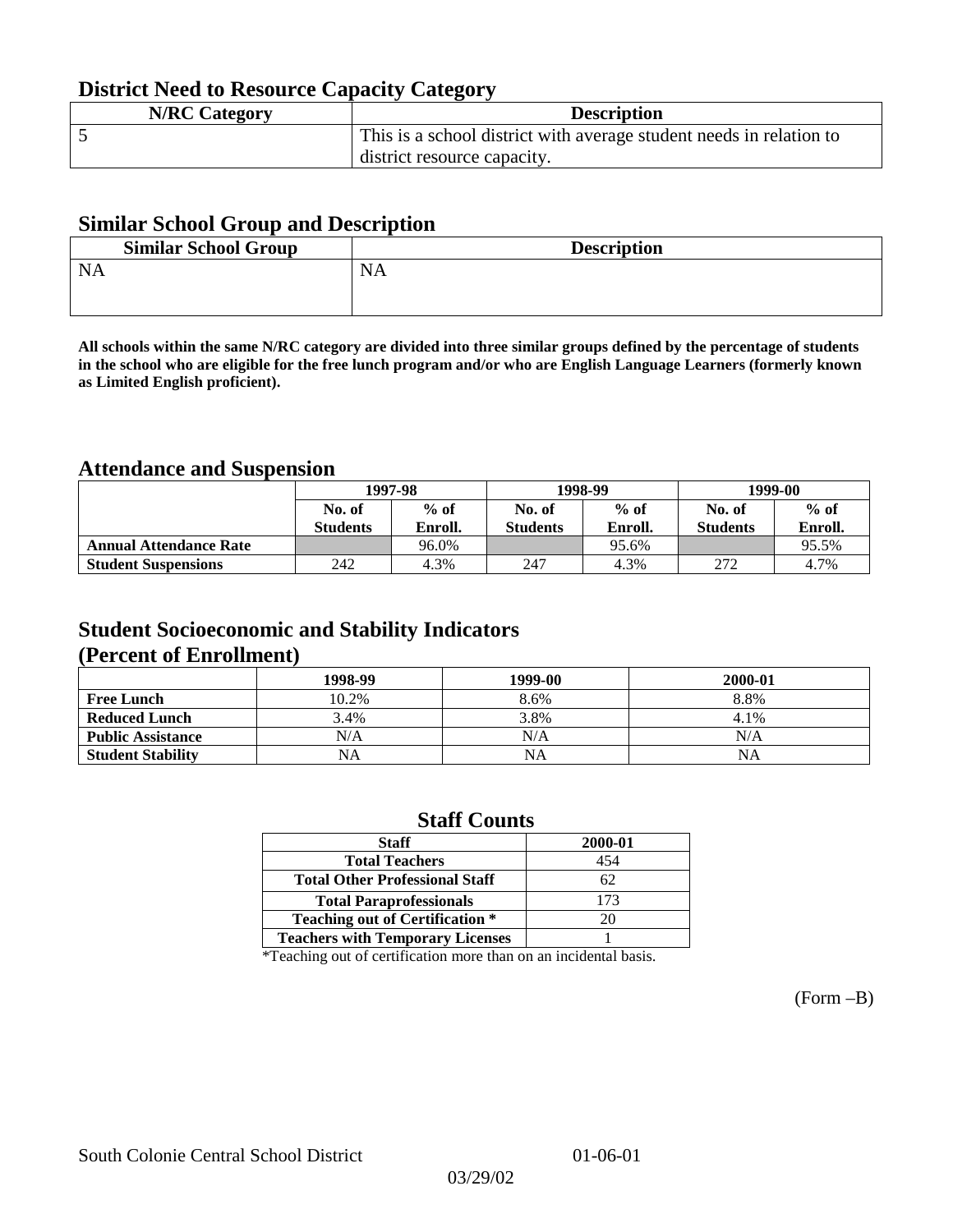## District Need to Resource Capacity Category

| N/RC Category | Description |
|---|---|
| 5 | This is a school district with average student needs in relation to district resource capacity. |

## Similar School Group and Description

| Similar School Group | Description |
|---|---|
| NA | NA |

**All schools within the same N/RC category are divided into three similar groups defined by the percentage of students in the school who are eligible for the free lunch program and/or who are English Language Learners (formerly known as Limited English proficient).**

## Attendance and Suspension

| | 1997-98 | | 1998-99 | | 1999-00 | |
|---|---|---|---|---|---|---|
| | No. of Students | % of Enroll. | No. of Students | % of Enroll. | No. of Students | % of Enroll. |
| **Annual Attendance Rate** | | 96.0% | | 95.6% | | 95.5% |
| **Student Suspensions** | 242 | 4.3% | 247 | 4.3% | 272 | 4.7% |

## Student Socioeconomic and Stability Indicators (Percent of Enrollment)

| | 1998-99 | 1999-00 | 2000-01 |
|---|---|---|---|
| **Free Lunch** | 10.2% | 8.6% | 8.8% |
| **Reduced Lunch** | 3.4% | 3.8% | 4.1% |
| **Public Assistance** | N/A | N/A | N/A |
| **Student Stability** | NA | NA | NA |

## Staff Counts

| Staff | 2000-01 |
|---|---|
| Total Teachers | 454 |
| Total Other Professional Staff | 62 |
| Total Paraprofessionals | 173 |
| Teaching out of Certification * | 20 |
| Teachers with Temporary Licenses | 1 |

*Teaching out of certification more than on an incidental basis.

(Form –B)

South Colonie Central School District 01-06-01

03/29/02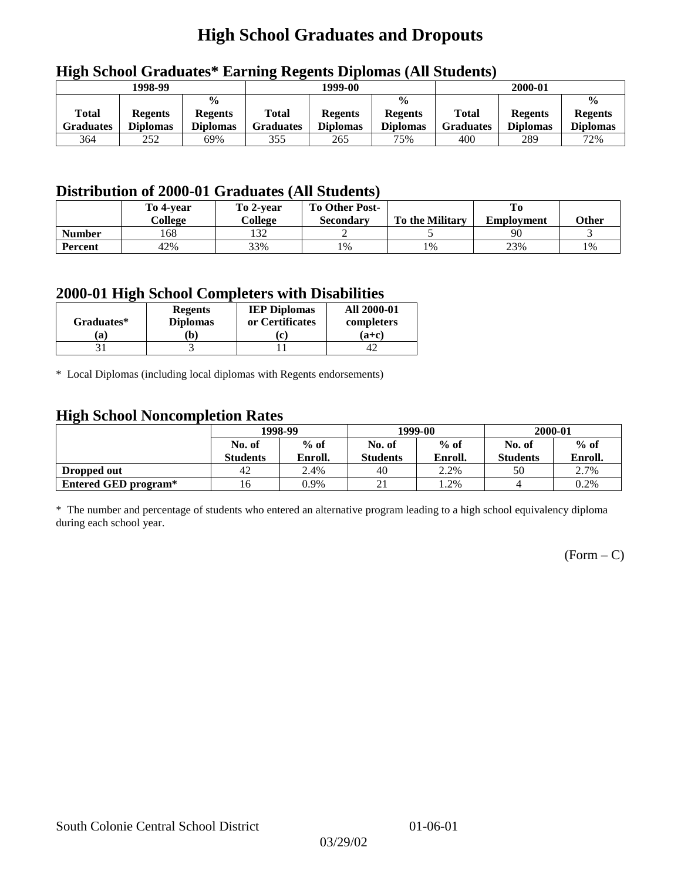# High School Graduates and Dropouts

## High School Graduates* Earning Regents Diplomas (All Students)

| 1998-99 | | | 1999-00 | | | 2000-01 | | |
|---|---|---|---|---|---|---|---|---|
| Total Graduates | Regents Diplomas | % Regents Diplomas | Total Graduates | Regents Diplomas | % Regents Diplomas | Total Graduates | Regents Diplomas | % Regents Diplomas |
| 364 | 252 | 69% | 355 | 265 | 75% | 400 | 289 | 72% |

## Distribution of 2000-01 Graduates (All Students)

| | To 4-year College | To 2-year College | To Other Post-Secondary | To the Military | To Employment | Other |
|---|---|---|---|---|---|---|
| **Number** | 168 | 132 | 2 | 5 | 90 | 3 |
| **Percent** | 42% | 33% | 1% | 1% | 23% | 1% |

## 2000-01 High School Completers with Disabilities

| Graduates* (a) | Regents Diplomas (b) | IEP Diplomas or Certificates (c) | All 2000-01 completers (a+c) |
|---|---|---|---|
| 31 | 3 | 11 | 42 |

* Local Diplomas (including local diplomas with Regents endorsements)

## High School Noncompletion Rates

| | 1998-99 | | 1999-00 | | 2000-01 | |
|---|---|---|---|---|---|---|
| | No. of Students | % of Enroll. | No. of Students | % of Enroll. | No. of Students | % of Enroll. |
| **Dropped out** | 42 | 2.4% | 40 | 2.2% | 50 | 2.7% |
| **Entered GED program*** | 16 | 0.9% | 21 | 1.2% | 4 | 0.2% |

* The number and percentage of students who entered an alternative program leading to a high school equivalency diploma during each school year.

(Form – C)

South Colonie Central School District 01-06-01

03/29/02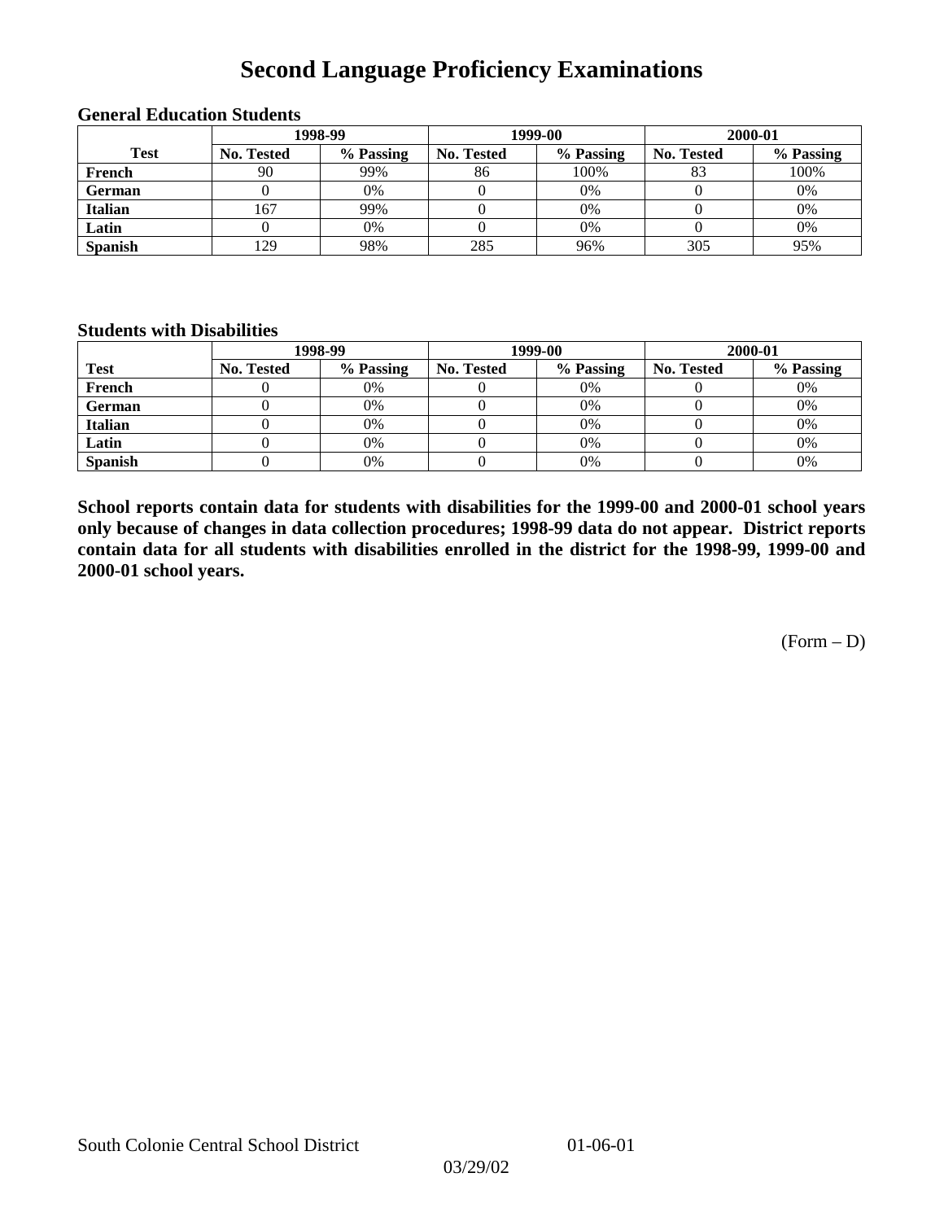# Second Language Proficiency Examinations

### General Education Students

| Test | 1998-99 | | 1999-00 | | 2000-01 | |
|---|---|---|---|---|---|---|
| | No. Tested | % Passing | No. Tested | % Passing | No. Tested | % Passing |
| **French** | 90 | 99% | 86 | 100% | 83 | 100% |
| **German** | 0 | 0% | 0 | 0% | 0 | 0% |
| **Italian** | 167 | 99% | 0 | 0% | 0 | 0% |
| **Latin** | 0 | 0% | 0 | 0% | 0 | 0% |
| **Spanish** | 129 | 98% | 285 | 96% | 305 | 95% |

### Students with Disabilities

| Test | 1998-99 | | 1999-00 | | 2000-01 | |
|---|---|---|---|---|---|---|
| | No. Tested | % Passing | No. Tested | % Passing | No. Tested | % Passing |
| **French** | 0 | 0% | 0 | 0% | 0 | 0% |
| **German** | 0 | 0% | 0 | 0% | 0 | 0% |
| **Italian** | 0 | 0% | 0 | 0% | 0 | 0% |
| **Latin** | 0 | 0% | 0 | 0% | 0 | 0% |
| **Spanish** | 0 | 0% | 0 | 0% | 0 | 0% |

**School reports contain data for students with disabilities for the 1999-00 and 2000-01 school years only because of changes in data collection procedures; 1998-99 data do not appear. District reports contain data for all students with disabilities enrolled in the district for the 1998-99, 1999-00 and 2000-01 school years.**

(Form – D)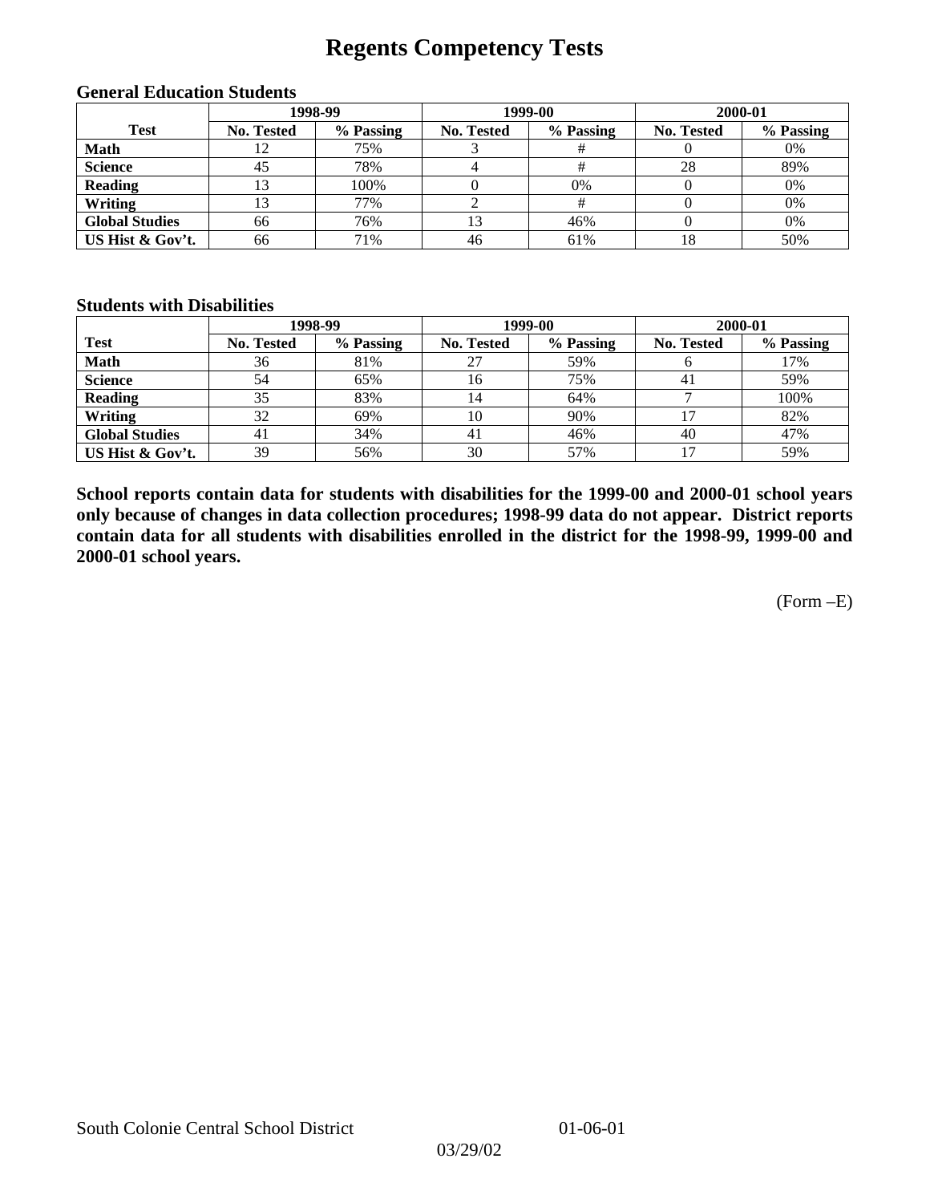# Regents Competency Tests

### General Education Students

| Test | 1998-99 | | 1999-00 | | 2000-01 | |
|---|---|---|---|---|---|---|
| | No. Tested | % Passing | No. Tested | % Passing | No. Tested | % Passing |
| Math | 12 | 75% | 3 | # | 0 | 0% |
| Science | 45 | 78% | 4 | # | 28 | 89% |
| Reading | 13 | 100% | 0 | 0% | 0 | 0% |
| Writing | 13 | 77% | 2 | # | 0 | 0% |
| Global Studies | 66 | 76% | 13 | 46% | 0 | 0% |
| US Hist & Gov't. | 66 | 71% | 46 | 61% | 18 | 50% |

### Students with Disabilities

| Test | 1998-99 | | 1999-00 | | 2000-01 | |
|---|---|---|---|---|---|---|
| | No. Tested | % Passing | No. Tested | % Passing | No. Tested | % Passing |
| Math | 36 | 81% | 27 | 59% | 6 | 17% |
| Science | 54 | 65% | 16 | 75% | 41 | 59% |
| Reading | 35 | 83% | 14 | 64% | 7 | 100% |
| Writing | 32 | 69% | 10 | 90% | 17 | 82% |
| Global Studies | 41 | 34% | 41 | 46% | 40 | 47% |
| US Hist & Gov't. | 39 | 56% | 30 | 57% | 17 | 59% |

**School reports contain data for students with disabilities for the 1999-00 and 2000-01 school years only because of changes in data collection procedures; 1998-99 data do not appear. District reports contain data for all students with disabilities enrolled in the district for the 1998-99, 1999-00 and 2000-01 school years.**

(Form –E)

South Colonie Central School District 01-06-01

03/29/02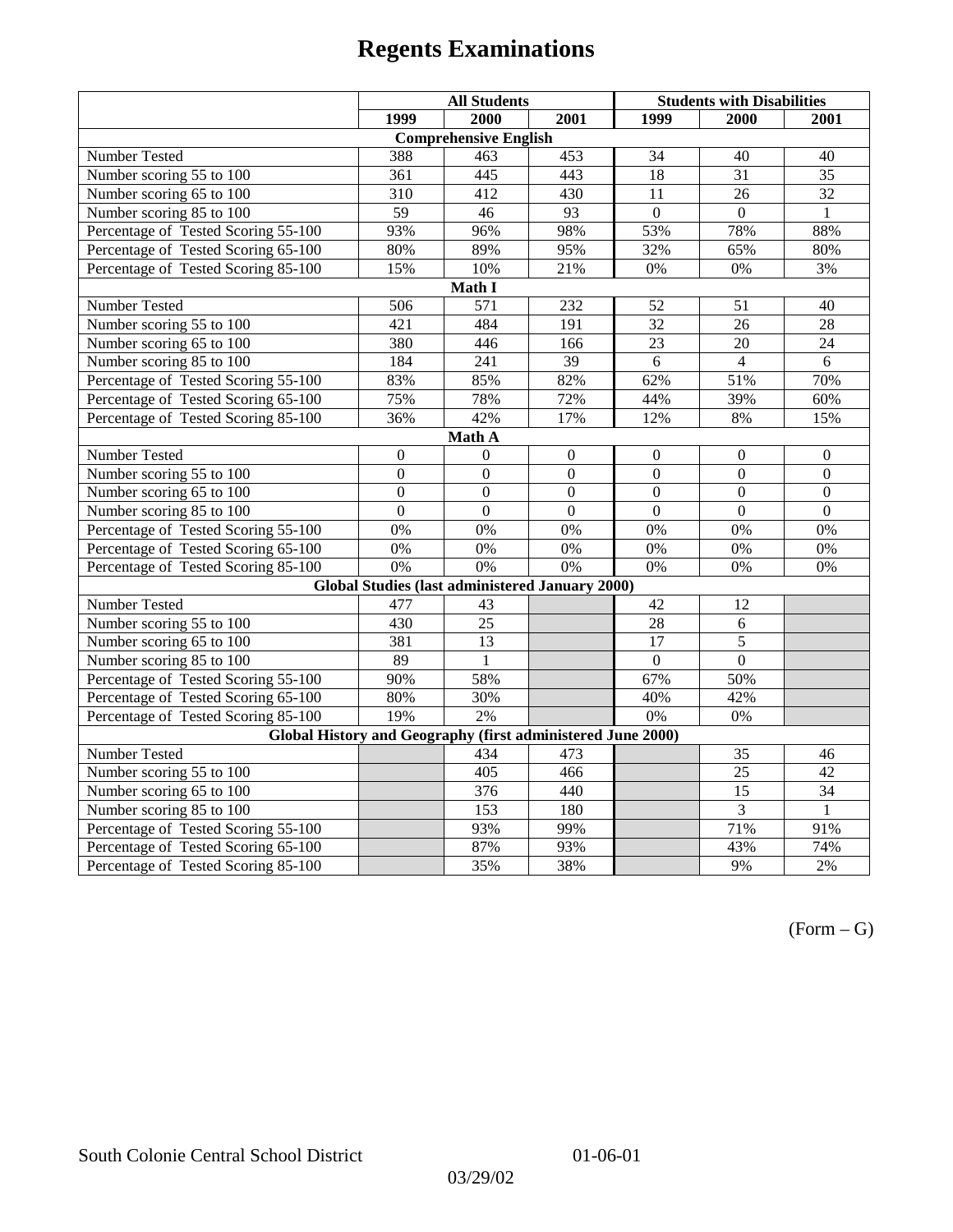# Regents Examinations

| | All Students | | | Students with Disabilities | | |
|---|---|---|---|---|---|---|
| | 1999 | 2000 | 2001 | 1999 | 2000 | 2001 |
| **Comprehensive English** | | | | | | |
| Number Tested | 388 | 463 | 453 | 34 | 40 | 40 |
| Number scoring 55 to 100 | 361 | 445 | 443 | 18 | 31 | 35 |
| Number scoring 65 to 100 | 310 | 412 | 430 | 11 | 26 | 32 |
| Number scoring 85 to 100 | 59 | 46 | 93 | 0 | 0 | 1 |
| Percentage of Tested Scoring 55-100 | 93% | 96% | 98% | 53% | 78% | 88% |
| Percentage of Tested Scoring 65-100 | 80% | 89% | 95% | 32% | 65% | 80% |
| Percentage of Tested Scoring 85-100 | 15% | 10% | 21% | 0% | 0% | 3% |
| **Math I** | | | | | | |
| Number Tested | 506 | 571 | 232 | 52 | 51 | 40 |
| Number scoring 55 to 100 | 421 | 484 | 191 | 32 | 26 | 28 |
| Number scoring 65 to 100 | 380 | 446 | 166 | 23 | 20 | 24 |
| Number scoring 85 to 100 | 184 | 241 | 39 | 6 | 4 | 6 |
| Percentage of Tested Scoring 55-100 | 83% | 85% | 82% | 62% | 51% | 70% |
| Percentage of Tested Scoring 65-100 | 75% | 78% | 72% | 44% | 39% | 60% |
| Percentage of Tested Scoring 85-100 | 36% | 42% | 17% | 12% | 8% | 15% |
| **Math A** | | | | | | |
| Number Tested | 0 | 0 | 0 | 0 | 0 | 0 |
| Number scoring 55 to 100 | 0 | 0 | 0 | 0 | 0 | 0 |
| Number scoring 65 to 100 | 0 | 0 | 0 | 0 | 0 | 0 |
| Number scoring 85 to 100 | 0 | 0 | 0 | 0 | 0 | 0 |
| Percentage of Tested Scoring 55-100 | 0% | 0% | 0% | 0% | 0% | 0% |
| Percentage of Tested Scoring 65-100 | 0% | 0% | 0% | 0% | 0% | 0% |
| Percentage of Tested Scoring 85-100 | 0% | 0% | 0% | 0% | 0% | 0% |
| **Global Studies (last administered January 2000)** | | | | | | |
| Number Tested | 477 | 43 | | 42 | 12 | |
| Number scoring 55 to 100 | 430 | 25 | | 28 | 6 | |
| Number scoring 65 to 100 | 381 | 13 | | 17 | 5 | |
| Number scoring 85 to 100 | 89 | 1 | | 0 | 0 | |
| Percentage of Tested Scoring 55-100 | 90% | 58% | | 67% | 50% | |
| Percentage of Tested Scoring 65-100 | 80% | 30% | | 40% | 42% | |
| Percentage of Tested Scoring 85-100 | 19% | 2% | | 0% | 0% | |
| **Global History and Geography (first administered June 2000)** | | | | | | |
| Number Tested | | 434 | 473 | | 35 | 46 |
| Number scoring 55 to 100 | | 405 | 466 | | 25 | 42 |
| Number scoring 65 to 100 | | 376 | 440 | | 15 | 34 |
| Number scoring 85 to 100 | | 153 | 180 | | 3 | 1 |
| Percentage of Tested Scoring 55-100 | | 93% | 99% | | 71% | 91% |
| Percentage of Tested Scoring 65-100 | | 87% | 93% | | 43% | 74% |
| Percentage of Tested Scoring 85-100 | | 35% | 38% | | 9% | 2% |

(Form – G)

South Colonie Central School District 01-06-01

03/29/02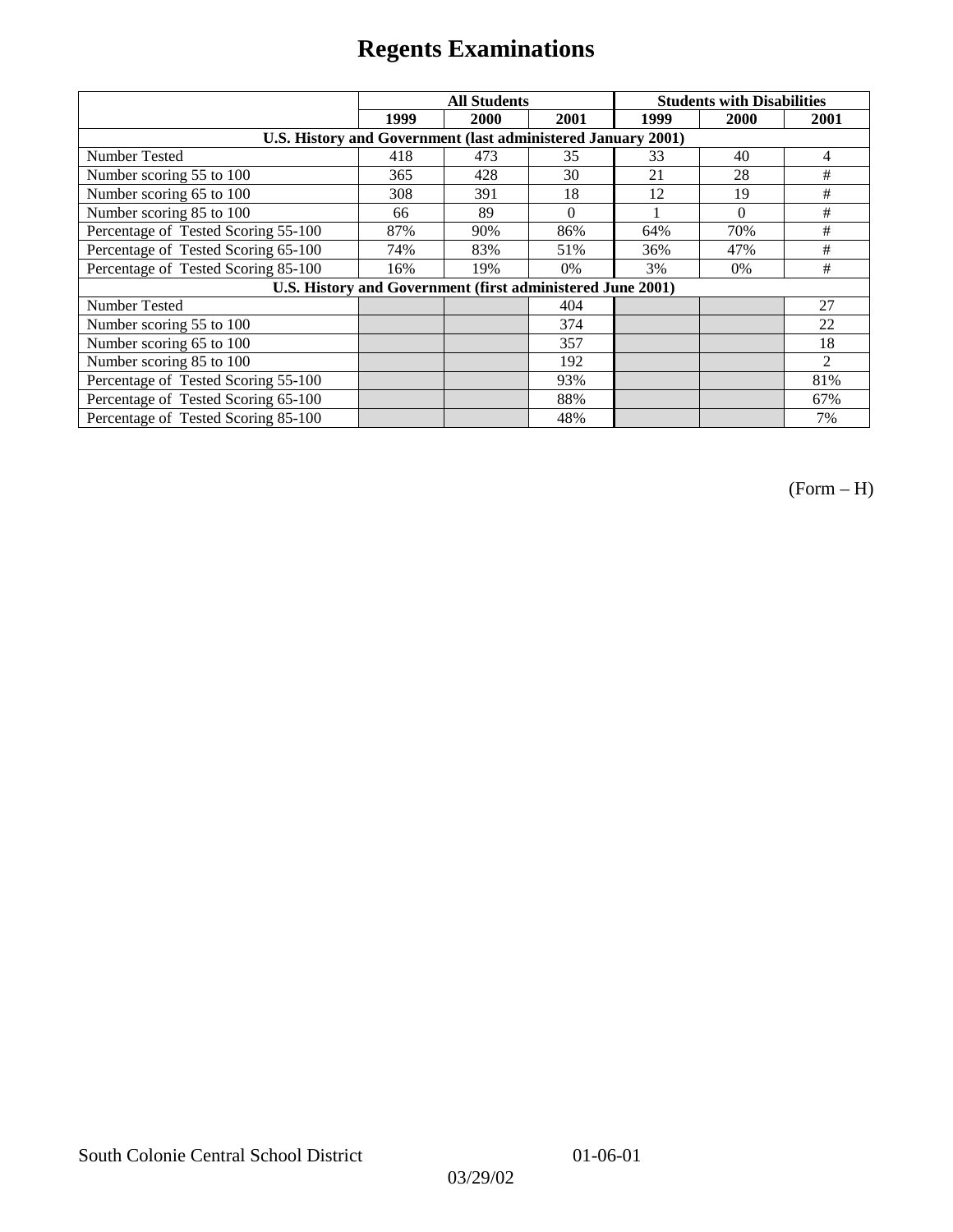# Regents Examinations

| | All Students | | | Students with Disabilities | | |
|---|---|---|---|---|---|---|
| | 1999 | 2000 | 2001 | 1999 | 2000 | 2001 |
| **U.S. History and Government (last administered January 2001)** | | | | | | |
| Number Tested | 418 | 473 | 35 | 33 | 40 | 4 |
| Number scoring 55 to 100 | 365 | 428 | 30 | 21 | 28 | # |
| Number scoring 65 to 100 | 308 | 391 | 18 | 12 | 19 | # |
| Number scoring 85 to 100 | 66 | 89 | 0 | 1 | 0 | # |
| Percentage of Tested Scoring 55-100 | 87% | 90% | 86% | 64% | 70% | # |
| Percentage of Tested Scoring 65-100 | 74% | 83% | 51% | 36% | 47% | # |
| Percentage of Tested Scoring 85-100 | 16% | 19% | 0% | 3% | 0% | # |
| **U.S. History and Government (first administered June 2001)** | | | | | | |
| Number Tested | | | 404 | | | 27 |
| Number scoring 55 to 100 | | | 374 | | | 22 |
| Number scoring 65 to 100 | | | 357 | | | 18 |
| Number scoring 85 to 100 | | | 192 | | | 2 |
| Percentage of Tested Scoring 55-100 | | | 93% | | | 81% |
| Percentage of Tested Scoring 65-100 | | | 88% | | | 67% |
| Percentage of Tested Scoring 85-100 | | | 48% | | | 7% |

(Form – H)

South Colonie Central School District 01-06-01

03/29/02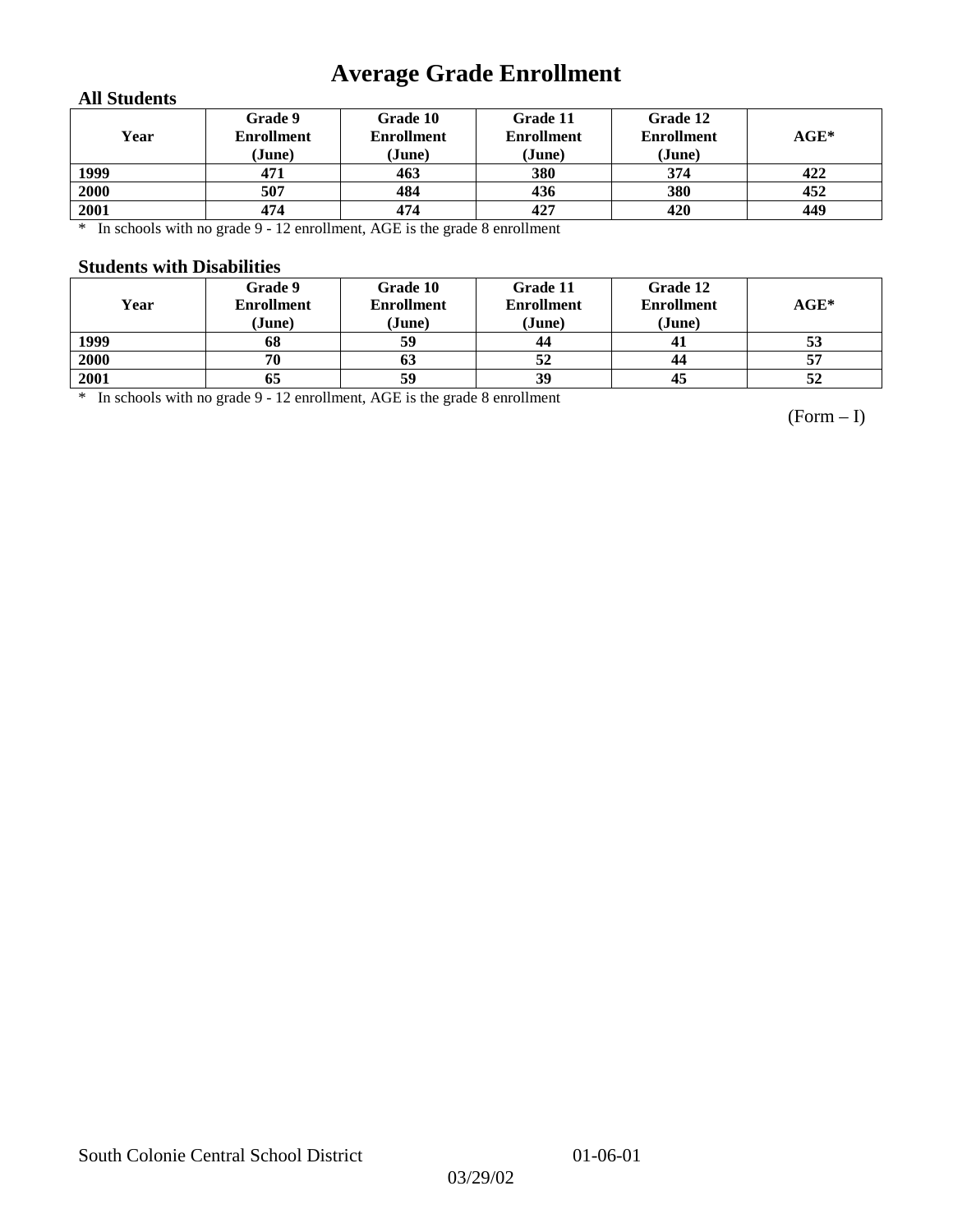# Average Grade Enrollment

### All Students

| Year | Grade 9 Enrollment (June) | Grade 10 Enrollment (June) | Grade 11 Enrollment (June) | Grade 12 Enrollment (June) | AGE* |
|---|---|---|---|---|---|
| 1999 | 471 | 463 | 380 | 374 | 422 |
| 2000 | 507 | 484 | 436 | 380 | 452 |
| 2001 | 474 | 474 | 427 | 420 | 449 |

* In schools with no grade 9 - 12 enrollment, AGE is the grade 8 enrollment

### Students with Disabilities

| Year | Grade 9 Enrollment (June) | Grade 10 Enrollment (June) | Grade 11 Enrollment (June) | Grade 12 Enrollment (June) | AGE* |
|---|---|---|---|---|---|
| 1999 | 68 | 59 | 44 | 41 | 53 |
| 2000 | 70 | 63 | 52 | 44 | 57 |
| 2001 | 65 | 59 | 39 | 45 | 52 |

* In schools with no grade 9 - 12 enrollment, AGE is the grade 8 enrollment

(Form – I)

South Colonie Central School District 01-06-01

03/29/02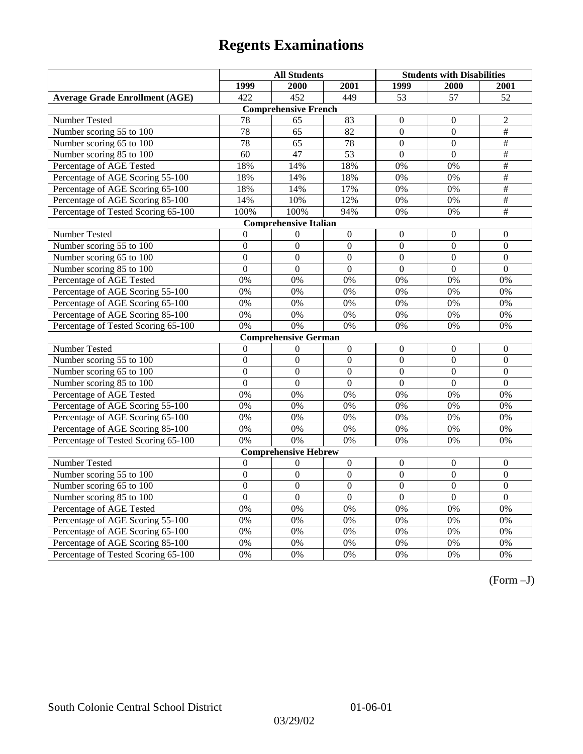# Regents Examinations

| | All Students | | | Students with Disabilities | | |
|---|---|---|---|---|---|---|
| | 1999 | 2000 | 2001 | 1999 | 2000 | 2001 |
| **Average Grade Enrollment (AGE)** | 422 | 452 | 449 | 53 | 57 | 52 |
| **Comprehensive French** | | | | | | |
| Number Tested | 78 | 65 | 83 | 0 | 0 | 2 |
| Number scoring 55 to 100 | 78 | 65 | 82 | 0 | 0 | # |
| Number scoring 65 to 100 | 78 | 65 | 78 | 0 | 0 | # |
| Number scoring 85 to 100 | 60 | 47 | 53 | 0 | 0 | # |
| Percentage of AGE Tested | 18% | 14% | 18% | 0% | 0% | # |
| Percentage of AGE Scoring 55-100 | 18% | 14% | 18% | 0% | 0% | # |
| Percentage of AGE Scoring 65-100 | 18% | 14% | 17% | 0% | 0% | # |
| Percentage of AGE Scoring 85-100 | 14% | 10% | 12% | 0% | 0% | # |
| Percentage of Tested Scoring 65-100 | 100% | 100% | 94% | 0% | 0% | # |
| **Comprehensive Italian** | | | | | | |
| Number Tested | 0 | 0 | 0 | 0 | 0 | 0 |
| Number scoring 55 to 100 | 0 | 0 | 0 | 0 | 0 | 0 |
| Number scoring 65 to 100 | 0 | 0 | 0 | 0 | 0 | 0 |
| Number scoring 85 to 100 | 0 | 0 | 0 | 0 | 0 | 0 |
| Percentage of AGE Tested | 0% | 0% | 0% | 0% | 0% | 0% |
| Percentage of AGE Scoring 55-100 | 0% | 0% | 0% | 0% | 0% | 0% |
| Percentage of AGE Scoring 65-100 | 0% | 0% | 0% | 0% | 0% | 0% |
| Percentage of AGE Scoring 85-100 | 0% | 0% | 0% | 0% | 0% | 0% |
| Percentage of Tested Scoring 65-100 | 0% | 0% | 0% | 0% | 0% | 0% |
| **Comprehensive German** | | | | | | |
| Number Tested | 0 | 0 | 0 | 0 | 0 | 0 |
| Number scoring 55 to 100 | 0 | 0 | 0 | 0 | 0 | 0 |
| Number scoring 65 to 100 | 0 | 0 | 0 | 0 | 0 | 0 |
| Number scoring 85 to 100 | 0 | 0 | 0 | 0 | 0 | 0 |
| Percentage of AGE Tested | 0% | 0% | 0% | 0% | 0% | 0% |
| Percentage of AGE Scoring 55-100 | 0% | 0% | 0% | 0% | 0% | 0% |
| Percentage of AGE Scoring 65-100 | 0% | 0% | 0% | 0% | 0% | 0% |
| Percentage of AGE Scoring 85-100 | 0% | 0% | 0% | 0% | 0% | 0% |
| Percentage of Tested Scoring 65-100 | 0% | 0% | 0% | 0% | 0% | 0% |
| **Comprehensive Hebrew** | | | | | | |
| Number Tested | 0 | 0 | 0 | 0 | 0 | 0 |
| Number scoring 55 to 100 | 0 | 0 | 0 | 0 | 0 | 0 |
| Number scoring 65 to 100 | 0 | 0 | 0 | 0 | 0 | 0 |
| Number scoring 85 to 100 | 0 | 0 | 0 | 0 | 0 | 0 |
| Percentage of AGE Tested | 0% | 0% | 0% | 0% | 0% | 0% |
| Percentage of AGE Scoring 55-100 | 0% | 0% | 0% | 0% | 0% | 0% |
| Percentage of AGE Scoring 65-100 | 0% | 0% | 0% | 0% | 0% | 0% |
| Percentage of AGE Scoring 85-100 | 0% | 0% | 0% | 0% | 0% | 0% |
| Percentage of Tested Scoring 65-100 | 0% | 0% | 0% | 0% | 0% | 0% |

(Form –J)

South Colonie Central School District 01-06-01

03/29/02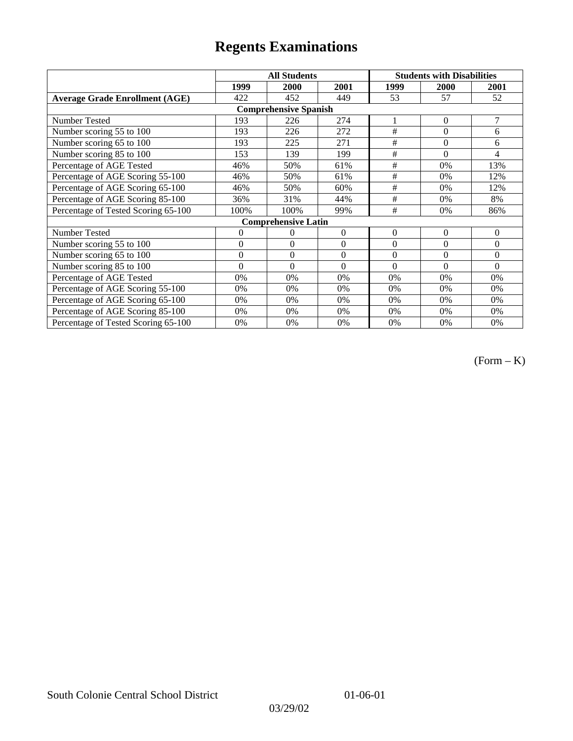# Regents Examinations

| | All Students | | | Students with Disabilities | | |
|---|---|---|---|---|---|---|
| | 1999 | 2000 | 2001 | 1999 | 2000 | 2001 |
| **Average Grade Enrollment (AGE)** | 422 | 452 | 449 | 53 | 57 | 52 |
| **Comprehensive Spanish** | | | | | | |
| Number Tested | 193 | 226 | 274 | 1 | 0 | 7 |
| Number scoring 55 to 100 | 193 | 226 | 272 | # | 0 | 6 |
| Number scoring 65 to 100 | 193 | 225 | 271 | # | 0 | 6 |
| Number scoring 85 to 100 | 153 | 139 | 199 | # | 0 | 4 |
| Percentage of AGE Tested | 46% | 50% | 61% | # | 0% | 13% |
| Percentage of AGE Scoring 55-100 | 46% | 50% | 61% | # | 0% | 12% |
| Percentage of AGE Scoring 65-100 | 46% | 50% | 60% | # | 0% | 12% |
| Percentage of AGE Scoring 85-100 | 36% | 31% | 44% | # | 0% | 8% |
| Percentage of Tested Scoring 65-100 | 100% | 100% | 99% | # | 0% | 86% |
| **Comprehensive Latin** | | | | | | |
| Number Tested | 0 | 0 | 0 | 0 | 0 | 0 |
| Number scoring 55 to 100 | 0 | 0 | 0 | 0 | 0 | 0 |
| Number scoring 65 to 100 | 0 | 0 | 0 | 0 | 0 | 0 |
| Number scoring 85 to 100 | 0 | 0 | 0 | 0 | 0 | 0 |
| Percentage of AGE Tested | 0% | 0% | 0% | 0% | 0% | 0% |
| Percentage of AGE Scoring 55-100 | 0% | 0% | 0% | 0% | 0% | 0% |
| Percentage of AGE Scoring 65-100 | 0% | 0% | 0% | 0% | 0% | 0% |
| Percentage of AGE Scoring 85-100 | 0% | 0% | 0% | 0% | 0% | 0% |
| Percentage of Tested Scoring 65-100 | 0% | 0% | 0% | 0% | 0% | 0% |

(Form – K)

South Colonie Central School District 01-06-01

03/29/02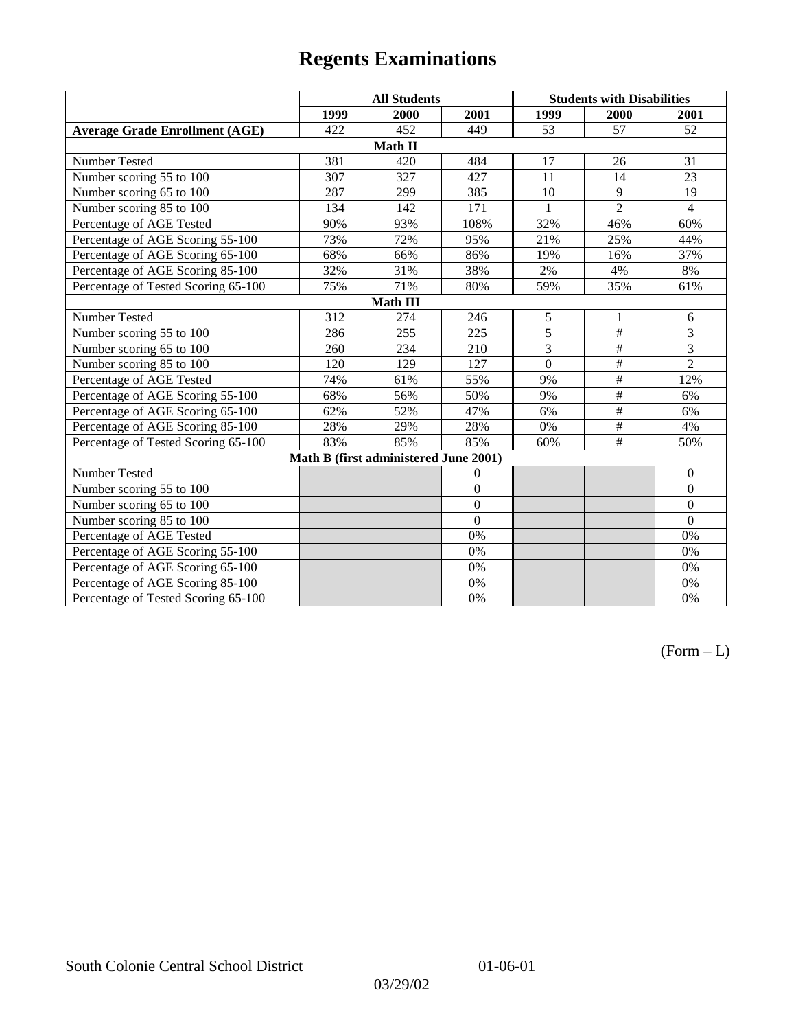# Regents Examinations

| | All Students | | | Students with Disabilities | | |
|---|---|---|---|---|---|---|
| | 1999 | 2000 | 2001 | 1999 | 2000 | 2001 |
| **Average Grade Enrollment (AGE)** | 422 | 452 | 449 | 53 | 57 | 52 |
| **Math II** | | | | | | |
| Number Tested | 381 | 420 | 484 | 17 | 26 | 31 |
| Number scoring 55 to 100 | 307 | 327 | 427 | 11 | 14 | 23 |
| Number scoring 65 to 100 | 287 | 299 | 385 | 10 | 9 | 19 |
| Number scoring 85 to 100 | 134 | 142 | 171 | 1 | 2 | 4 |
| Percentage of AGE Tested | 90% | 93% | 108% | 32% | 46% | 60% |
| Percentage of AGE Scoring 55-100 | 73% | 72% | 95% | 21% | 25% | 44% |
| Percentage of AGE Scoring 65-100 | 68% | 66% | 86% | 19% | 16% | 37% |
| Percentage of AGE Scoring 85-100 | 32% | 31% | 38% | 2% | 4% | 8% |
| Percentage of Tested Scoring 65-100 | 75% | 71% | 80% | 59% | 35% | 61% |
| **Math III** | | | | | | |
| Number Tested | 312 | 274 | 246 | 5 | 1 | 6 |
| Number scoring 55 to 100 | 286 | 255 | 225 | 5 | # | 3 |
| Number scoring 65 to 100 | 260 | 234 | 210 | 3 | # | 3 |
| Number scoring 85 to 100 | 120 | 129 | 127 | 0 | # | 2 |
| Percentage of AGE Tested | 74% | 61% | 55% | 9% | # | 12% |
| Percentage of AGE Scoring 55-100 | 68% | 56% | 50% | 9% | # | 6% |
| Percentage of AGE Scoring 65-100 | 62% | 52% | 47% | 6% | # | 6% |
| Percentage of AGE Scoring 85-100 | 28% | 29% | 28% | 0% | # | 4% |
| Percentage of Tested Scoring 65-100 | 83% | 85% | 85% | 60% | # | 50% |
| **Math B (first administered June 2001)** | | | | | | |
| Number Tested | | | 0 | | | 0 |
| Number scoring 55 to 100 | | | 0 | | | 0 |
| Number scoring 65 to 100 | | | 0 | | | 0 |
| Number scoring 85 to 100 | | | 0 | | | 0 |
| Percentage of AGE Tested | | | 0% | | | 0% |
| Percentage of AGE Scoring 55-100 | | | 0% | | | 0% |
| Percentage of AGE Scoring 65-100 | | | 0% | | | 0% |
| Percentage of AGE Scoring 85-100 | | | 0% | | | 0% |
| Percentage of Tested Scoring 65-100 | | | 0% | | | 0% |

(Form – L)

South Colonie Central School District 01-06-01

03/29/02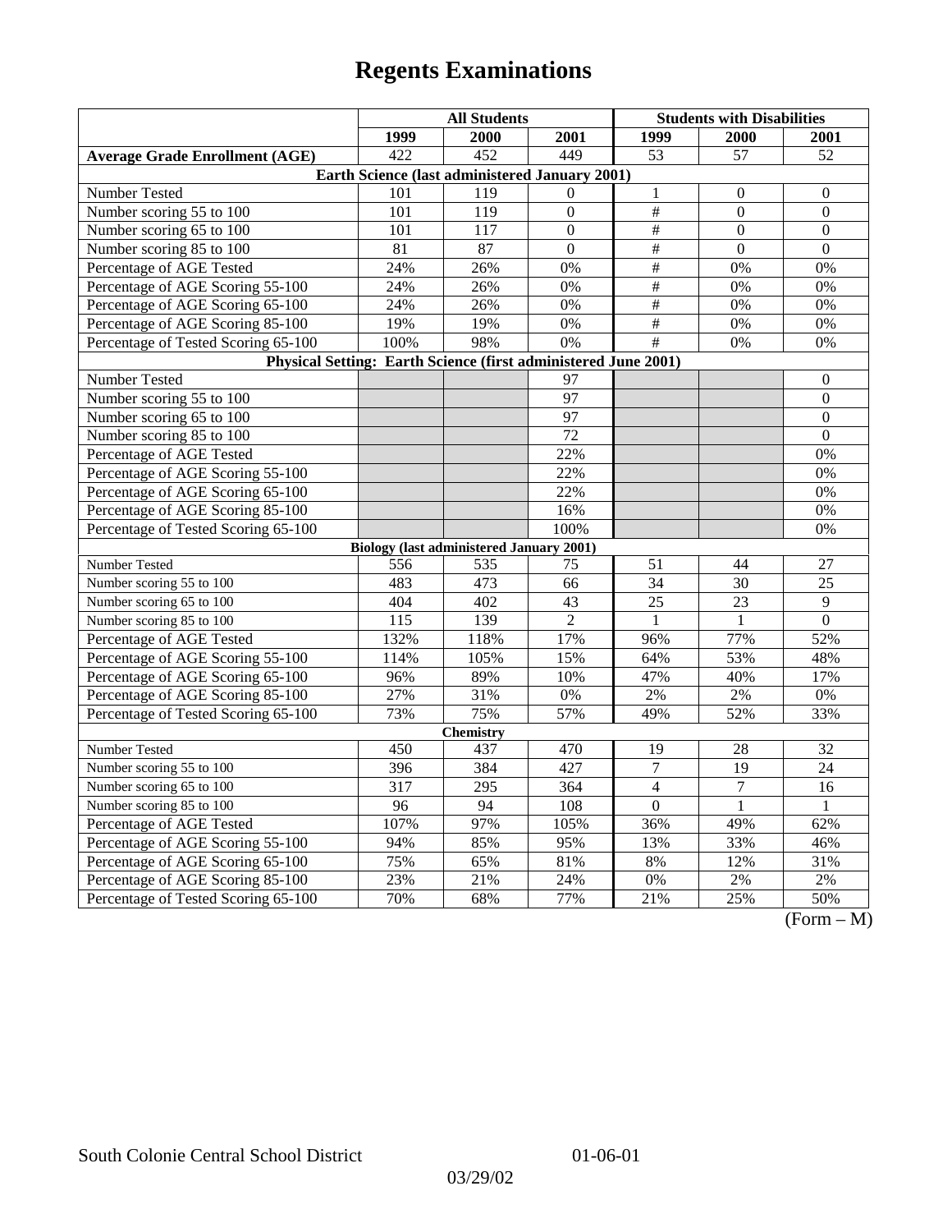# Regents Examinations

| | All Students | | | Students with Disabilities | | |
|---|---|---|---|---|---|---|
| | 1999 | 2000 | 2001 | 1999 | 2000 | 2001 |
| **Average Grade Enrollment (AGE)** | 422 | 452 | 449 | 53 | 57 | 52 |
| **Earth Science (last administered January 2001)** | | | | | | |
| Number Tested | 101 | 119 | 0 | 1 | 0 | 0 |
| Number scoring 55 to 100 | 101 | 119 | 0 | # | 0 | 0 |
| Number scoring 65 to 100 | 101 | 117 | 0 | # | 0 | 0 |
| Number scoring 85 to 100 | 81 | 87 | 0 | # | 0 | 0 |
| Percentage of AGE Tested | 24% | 26% | 0% | # | 0% | 0% |
| Percentage of AGE Scoring 55-100 | 24% | 26% | 0% | # | 0% | 0% |
| Percentage of AGE Scoring 65-100 | 24% | 26% | 0% | # | 0% | 0% |
| Percentage of AGE Scoring 85-100 | 19% | 19% | 0% | # | 0% | 0% |
| Percentage of Tested Scoring 65-100 | 100% | 98% | 0% | # | 0% | 0% |
| **Physical Setting: Earth Science (first administered June 2001)** | | | | | | |
| Number Tested | | | 97 | | | 0 |
| Number scoring 55 to 100 | | | 97 | | | 0 |
| Number scoring 65 to 100 | | | 97 | | | 0 |
| Number scoring 85 to 100 | | | 72 | | | 0 |
| Percentage of AGE Tested | | | 22% | | | 0% |
| Percentage of AGE Scoring 55-100 | | | 22% | | | 0% |
| Percentage of AGE Scoring 65-100 | | | 22% | | | 0% |
| Percentage of AGE Scoring 85-100 | | | 16% | | | 0% |
| Percentage of Tested Scoring 65-100 | | | 100% | | | 0% |
| **Biology (last administered January 2001)** | | | | | | |
| Number Tested | 556 | 535 | 75 | 51 | 44 | 27 |
| Number scoring 55 to 100 | 483 | 473 | 66 | 34 | 30 | 25 |
| Number scoring 65 to 100 | 404 | 402 | 43 | 25 | 23 | 9 |
| Number scoring 85 to 100 | 115 | 139 | 2 | 1 | 1 | 0 |
| Percentage of AGE Tested | 132% | 118% | 17% | 96% | 77% | 52% |
| Percentage of AGE Scoring 55-100 | 114% | 105% | 15% | 64% | 53% | 48% |
| Percentage of AGE Scoring 65-100 | 96% | 89% | 10% | 47% | 40% | 17% |
| Percentage of AGE Scoring 85-100 | 27% | 31% | 0% | 2% | 2% | 0% |
| Percentage of Tested Scoring 65-100 | 73% | 75% | 57% | 49% | 52% | 33% |
| **Chemistry** | | | | | | |
| Number Tested | 450 | 437 | 470 | 19 | 28 | 32 |
| Number scoring 55 to 100 | 396 | 384 | 427 | 7 | 19 | 24 |
| Number scoring 65 to 100 | 317 | 295 | 364 | 4 | 7 | 16 |
| Number scoring 85 to 100 | 96 | 94 | 108 | 0 | 1 | 1 |
| Percentage of AGE Tested | 107% | 97% | 105% | 36% | 49% | 62% |
| Percentage of AGE Scoring 55-100 | 94% | 85% | 95% | 13% | 33% | 46% |
| Percentage of AGE Scoring 65-100 | 75% | 65% | 81% | 8% | 12% | 31% |
| Percentage of AGE Scoring 85-100 | 23% | 21% | 24% | 0% | 2% | 2% |
| Percentage of Tested Scoring 65-100 | 70% | 68% | 77% | 21% | 25% | 50% |

(Form – M)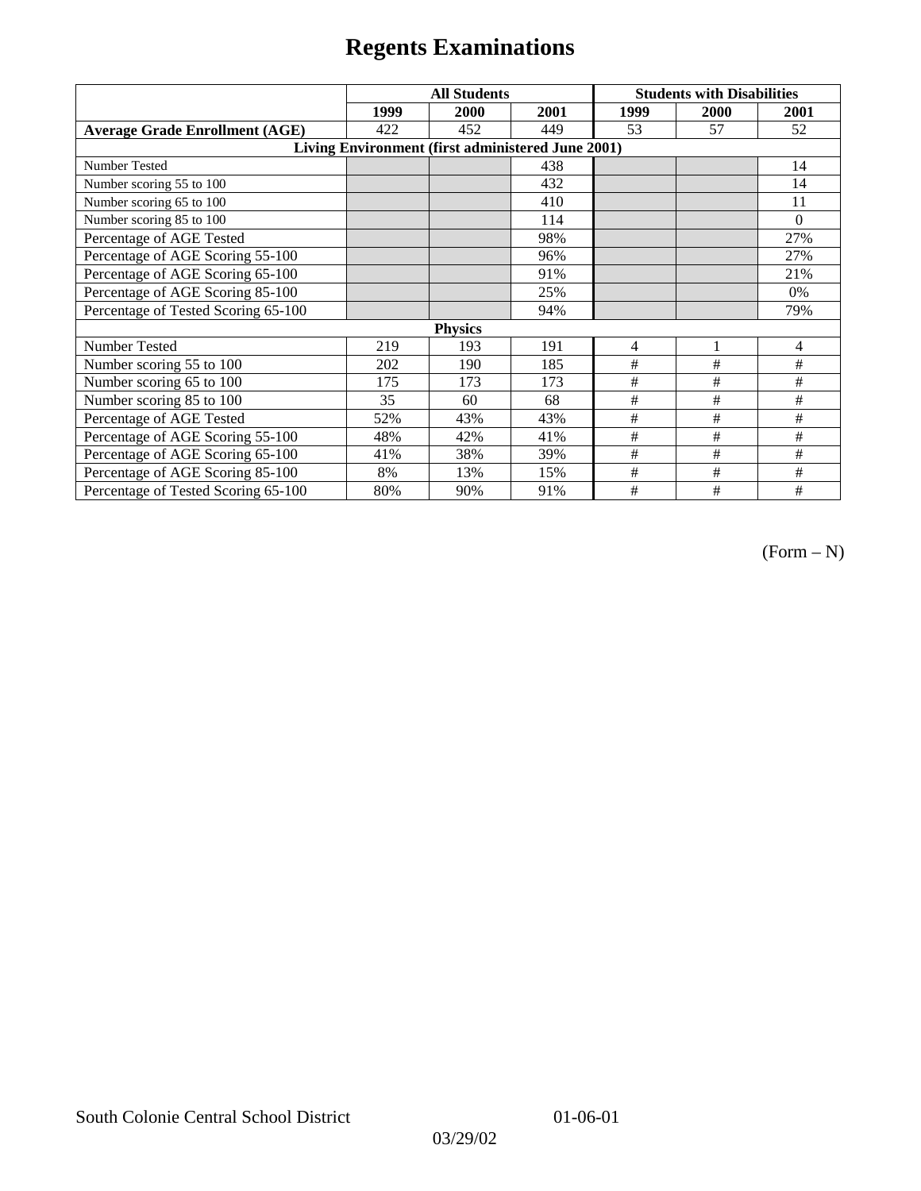# Regents Examinations

| | All Students | | | Students with Disabilities | | |
|---|---|---|---|---|---|---|
| | 1999 | 2000 | 2001 | 1999 | 2000 | 2001 |
| **Average Grade Enrollment (AGE)** | 422 | 452 | 449 | 53 | 57 | 52 |
| **Living Environment (first administered June 2001)** | | | | | | |
| Number Tested | | | 438 | | | 14 |
| Number scoring 55 to 100 | | | 432 | | | 14 |
| Number scoring 65 to 100 | | | 410 | | | 11 |
| Number scoring 85 to 100 | | | 114 | | | 0 |
| Percentage of AGE Tested | | | 98% | | | 27% |
| Percentage of AGE Scoring 55-100 | | | 96% | | | 27% |
| Percentage of AGE Scoring 65-100 | | | 91% | | | 21% |
| Percentage of AGE Scoring 85-100 | | | 25% | | | 0% |
| Percentage of Tested Scoring 65-100 | | | 94% | | | 79% |
| **Physics** | | | | | | |
| Number Tested | 219 | 193 | 191 | 4 | 1 | 4 |
| Number scoring 55 to 100 | 202 | 190 | 185 | # | # | # |
| Number scoring 65 to 100 | 175 | 173 | 173 | # | # | # |
| Number scoring 85 to 100 | 35 | 60 | 68 | # | # | # |
| Percentage of AGE Tested | 52% | 43% | 43% | # | # | # |
| Percentage of AGE Scoring 55-100 | 48% | 42% | 41% | # | # | # |
| Percentage of AGE Scoring 65-100 | 41% | 38% | 39% | # | # | # |
| Percentage of AGE Scoring 85-100 | 8% | 13% | 15% | # | # | # |
| Percentage of Tested Scoring 65-100 | 80% | 90% | 91% | # | # | # |

(Form – N)

South Colonie Central School District 01-06-01

03/29/02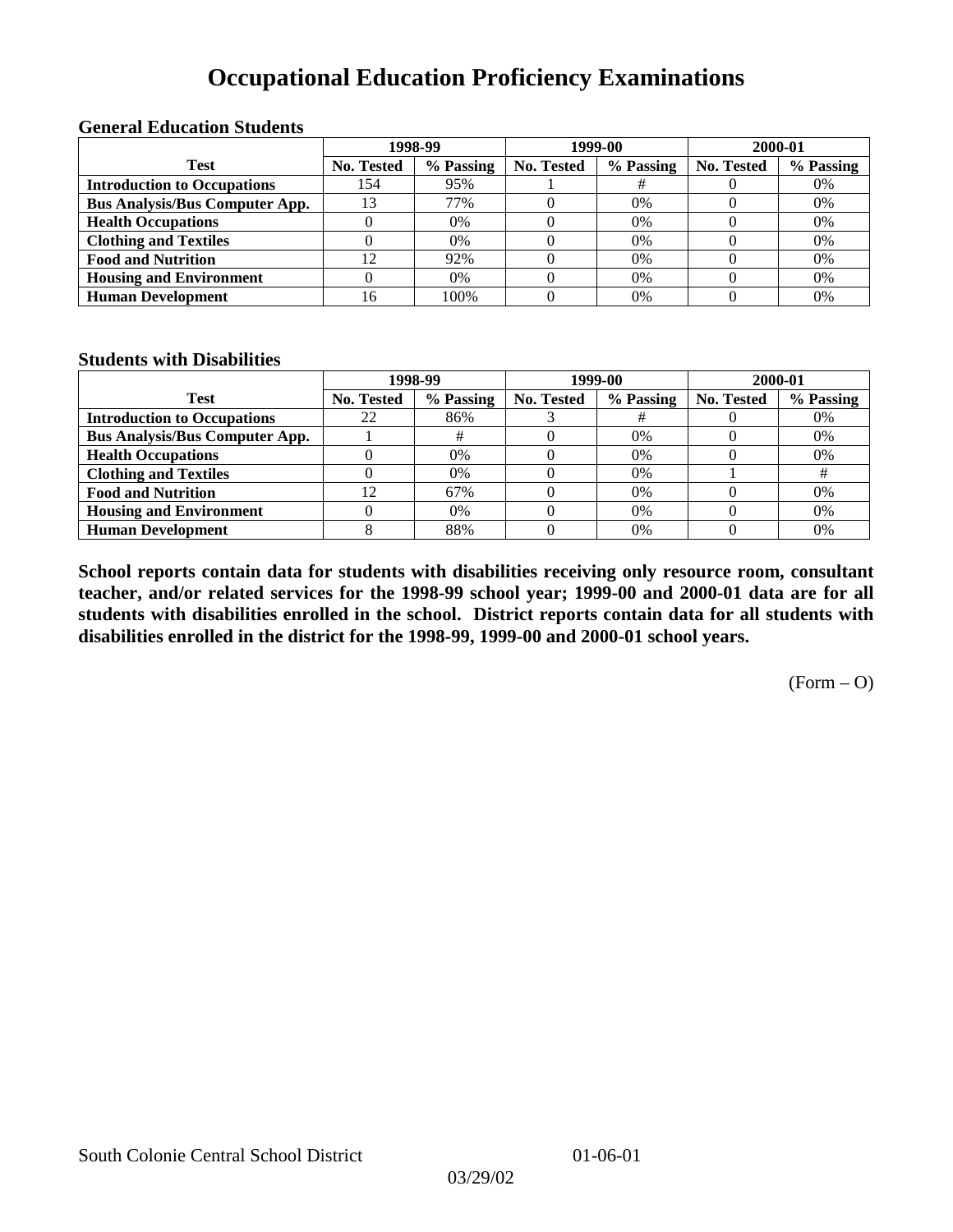# Occupational Education Proficiency Examinations

### General Education Students

| | 1998-99 | | 1999-00 | | 2000-01 | |
|---|---|---|---|---|---|---|
| **Test** | **No. Tested** | **% Passing** | **No. Tested** | **% Passing** | **No. Tested** | **% Passing** |
| **Introduction to Occupations** | 154 | 95% | 1 | # | 0 | 0% |
| **Bus Analysis/Bus Computer App.** | 13 | 77% | 0 | 0% | 0 | 0% |
| **Health Occupations** | 0 | 0% | 0 | 0% | 0 | 0% |
| **Clothing and Textiles** | 0 | 0% | 0 | 0% | 0 | 0% |
| **Food and Nutrition** | 12 | 92% | 0 | 0% | 0 | 0% |
| **Housing and Environment** | 0 | 0% | 0 | 0% | 0 | 0% |
| **Human Development** | 16 | 100% | 0 | 0% | 0 | 0% |

### Students with Disabilities

| | 1998-99 | | 1999-00 | | 2000-01 | |
|---|---|---|---|---|---|---|
| **Test** | **No. Tested** | **% Passing** | **No. Tested** | **% Passing** | **No. Tested** | **% Passing** |
| **Introduction to Occupations** | 22 | 86% | 3 | # | 0 | 0% |
| **Bus Analysis/Bus Computer App.** | 1 | # | 0 | 0% | 0 | 0% |
| **Health Occupations** | 0 | 0% | 0 | 0% | 0 | 0% |
| **Clothing and Textiles** | 0 | 0% | 0 | 0% | 1 | # |
| **Food and Nutrition** | 12 | 67% | 0 | 0% | 0 | 0% |
| **Housing and Environment** | 0 | 0% | 0 | 0% | 0 | 0% |
| **Human Development** | 8 | 88% | 0 | 0% | 0 | 0% |

**School reports contain data for students with disabilities receiving only resource room, consultant teacher, and/or related services for the 1998-99 school year; 1999-00 and 2000-01 data are for all students with disabilities enrolled in the school. District reports contain data for all students with disabilities enrolled in the district for the 1998-99, 1999-00 and 2000-01 school years.**

(Form – O)

South Colonie Central School District 01-06-01

03/29/02